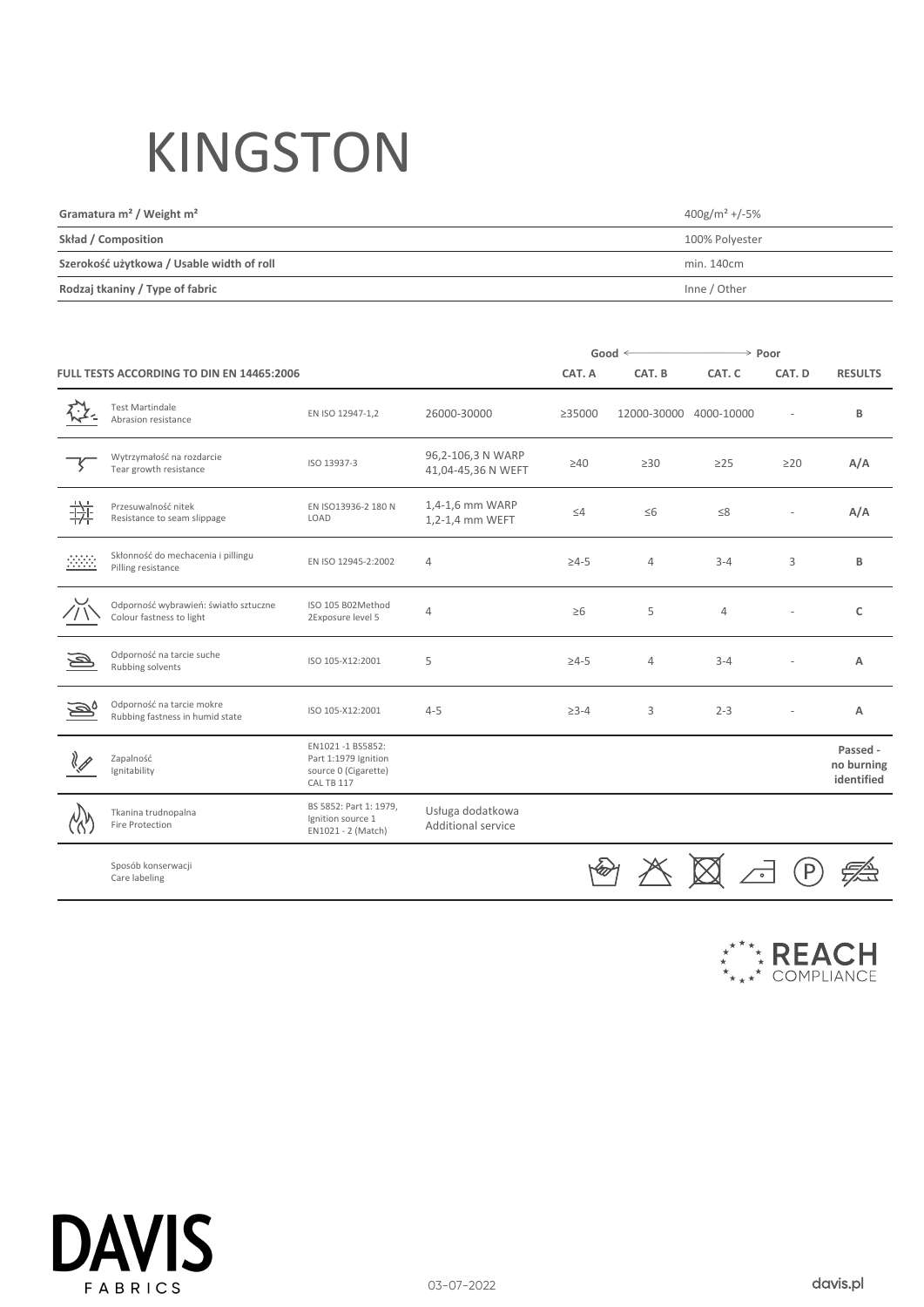# KINGSTON

| | |
|---|---|
| **Gramatura m² / Weight m²** | 400g/m² +/-5% |
| **Skład / Composition** | 100% Polyester |
| **Szerokość użytkowa / Usable width of roll** | min. 140cm |
| **Rodzaj tkaniny / Type of fabric** | Inne / Other |

| **FULL TESTS ACCORDING TO DIN EN 14465:2006** | | | **Good ⟵** | | **⟶ Poor** | | |
|---|---|---|---|---|---|---|---|
| | | | **CAT. A** | **CAT. B** | **CAT. C** | **CAT. D** | **RESULTS** |
| Test Martindale<br>Abrasion resistance | EN ISO 12947-1,2 | 26000-30000 | ≥35000 | 12000-30000 | 4000-10000 | - | **B** |
| Wytrzymałość na rozdarcie<br>Tear growth resistance | ISO 13937-3 | 96,2-106,3 N WARP<br>41,04-45,36 N WEFT | ≥40 | ≥30 | ≥25 | ≥20 | **A/A** |
| Przesuwalność nitek<br>Resistance to seam slippage | EN ISO13936-2 180 N LOAD | 1,4-1,6 mm WARP<br>1,2-1,4 mm WEFT | ≤4 | ≤6 | ≤8 | - | **A/A** |
| Skłonność do mechacenia i pillingu<br>Pilling resistance | EN ISO 12945-2:2002 | 4 | ≥4-5 | 4 | 3-4 | 3 | **B** |
| Odporność wybrawień: światło sztuczne<br>Colour fastness to light | ISO 105 B02Method 2Exposure level 5 | 4 | ≥6 | 5 | 4 | - | **C** |
| Odporność na tarcie suche<br>Rubbing solvents | ISO 105-X12:2001 | 5 | ≥4-5 | 4 | 3-4 | - | **A** |
| Odporność na tarcie mokre<br>Rubbing fastness in humid state | ISO 105-X12:2001 | 4-5 | ≥3-4 | 3 | 2-3 | - | **A** |
| Zapalność<br>Ignitability | EN1021 -1 BS5852: Part 1:1979 Ignition source 0 (Cigarette) CAL TB 117 | | | | | | **Passed - no burning identified** |
| Tkanina trudnopalna<br>Fire Protection | BS 5852: Part 1: 1979, Ignition source 1 EN1021 - 2 (Match) | Usługa dodatkowa<br>Additional service | | | | | |
| Sposób konserwacji<br>Care labeling | | | | | | | |

REACH COMPLIANCE

DAVIS FABRICS

03-07-2022

davis.pl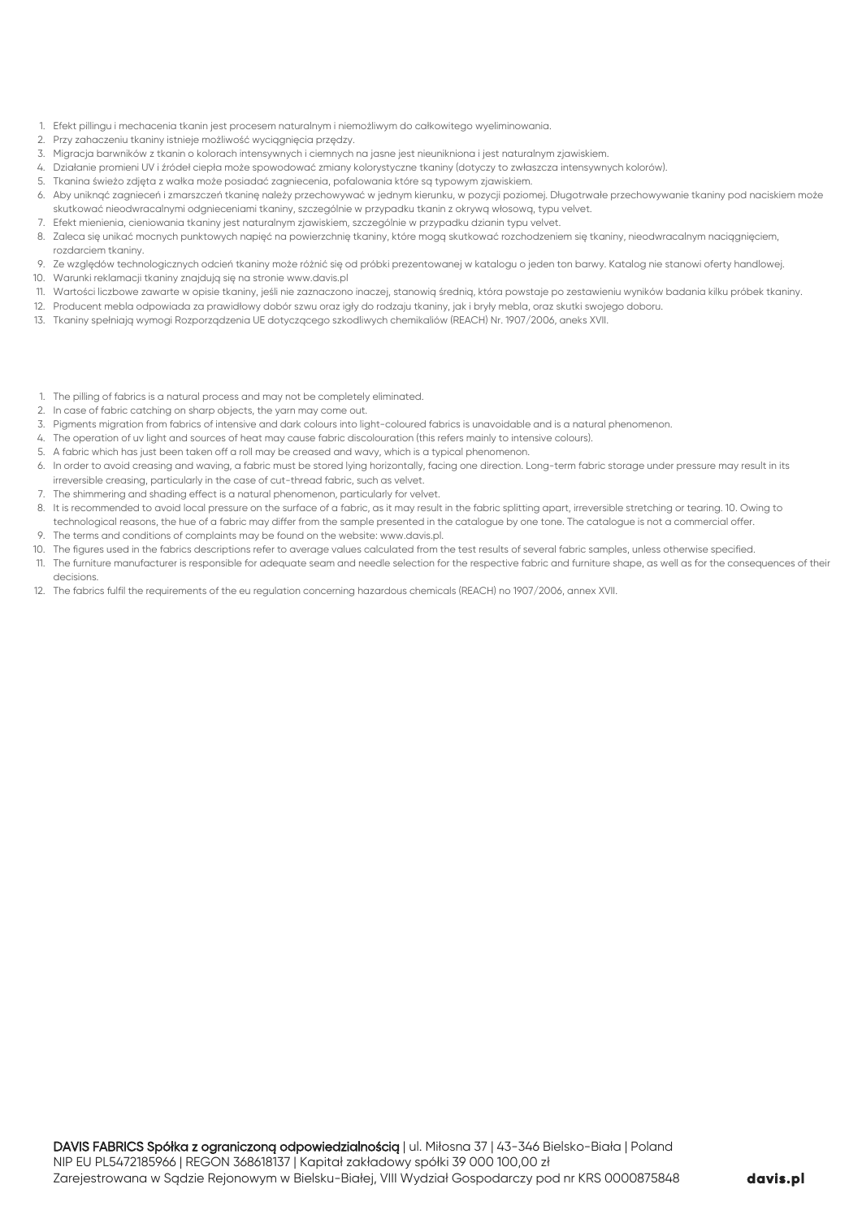1. Efekt pillingu i mechacenia tkanin jest procesem naturalnym i niemożliwym do całkowitego wyeliminowania.
2. Przy zahaczeniu tkaniny istnieje możliwość wyciągnięcia przędzy.
3. Migracja barwników z tkanin o kolorach intensywnych i ciemnych na jasne jest nieunikniona i jest naturalnym zjawiskiem.
4. Działanie promieni UV i źródeł ciepła może spowodować zmiany kolorystyczne tkaniny (dotyczy to zwłaszcza intensywnych kolorów).
5. Tkanina świeżo zdjęta z wałka może posiadać zagniecenia, pofalowania które są typowym zjawiskiem.
6. Aby uniknąć zagnieceń i zmarszczeń tkaninę należy przechowywać w jednym kierunku, w pozycji poziomej. Długotrwałe przechowywanie tkaniny pod naciskiem może skutkować nieodwracalnymi odgnieceniami tkaniny, szczególnie w przypadku tkanin z okrywą włosową, typu velvet.
7. Efekt mienienia, cieniowania tkaniny jest naturalnym zjawiskiem, szczególnie w przypadku dzianin typu velvet.
8. Zaleca się unikać mocnych punktowych napięć na powierzchnię tkaniny, które mogą skutkować rozchodzeniem się tkaniny, nieodwracalnym naciągnięciem, rozdarciem tkaniny.
9. Ze względów technologicznych odcień tkaniny może różnić się od próbki prezentowanej w katalogu o jeden ton barwy. Katalog nie stanowi oferty handlowej.
10. Warunki reklamacji tkaniny znajdują się na stronie www.davis.pl
11. Wartości liczbowe zawarte w opisie tkaniny, jeśli nie zaznaczono inaczej, stanowią średnią, która powstaje po zestawieniu wyników badania kilku próbek tkaniny.
12. Producent mebla odpowiada za prawidłowy dobór szwu oraz igły do rodzaju tkaniny, jak i bryły mebla, oraz skutki swojego doboru.
13. Tkaniny spełniają wymogi Rozporządzenia UE dotyczącego szkodliwych chemikaliów (REACH) Nr. 1907/2006, aneks XVII.

1. The pilling of fabrics is a natural process and may not be completely eliminated.
2. In case of fabric catching on sharp objects, the yarn may come out.
3. Pigments migration from fabrics of intensive and dark colours into light-coloured fabrics is unavoidable and is a natural phenomenon.
4. The operation of uv light and sources of heat may cause fabric discolouration (this refers mainly to intensive colours).
5. A fabric which has just been taken off a roll may be creased and wavy, which is a typical phenomenon.
6. In order to avoid creasing and waving, a fabric must be stored lying horizontally, facing one direction. Long-term fabric storage under pressure may result in its irreversible creasing, particularly in the case of cut-thread fabric, such as velvet.
7. The shimmering and shading effect is a natural phenomenon, particularly for velvet.
8. It is recommended to avoid local pressure on the surface of a fabric, as it may result in the fabric splitting apart, irreversible stretching or tearing. 10. Owing to technological reasons, the hue of a fabric may differ from the sample presented in the catalogue by one tone. The catalogue is not a commercial offer.
9. The terms and conditions of complaints may be found on the website: www.davis.pl.
10. The figures used in the fabrics descriptions refer to average values calculated from the test results of several fabric samples, unless otherwise specified.
11. The furniture manufacturer is responsible for adequate seam and needle selection for the respective fabric and furniture shape, as well as for the consequences of their decisions.
12. The fabrics fulfil the requirements of the eu regulation concerning hazardous chemicals (REACH) no 1907/2006, annex XVII.

**DAVIS FABRICS Spółka z ograniczoną odpowiedzialnością** | ul. Miłosna 37 | 43-346 Bielsko-Biała | Poland
NIP EU PL5472185966 | REGON 368618137 | Kapitał zakładowy spółki 39 000 100,00 zł
Zarejestrowana w Sądzie Rejonowym w Bielsku-Białej, VIII Wydział Gospodarczy pod nr KRS 0000875848

**davis.pl**